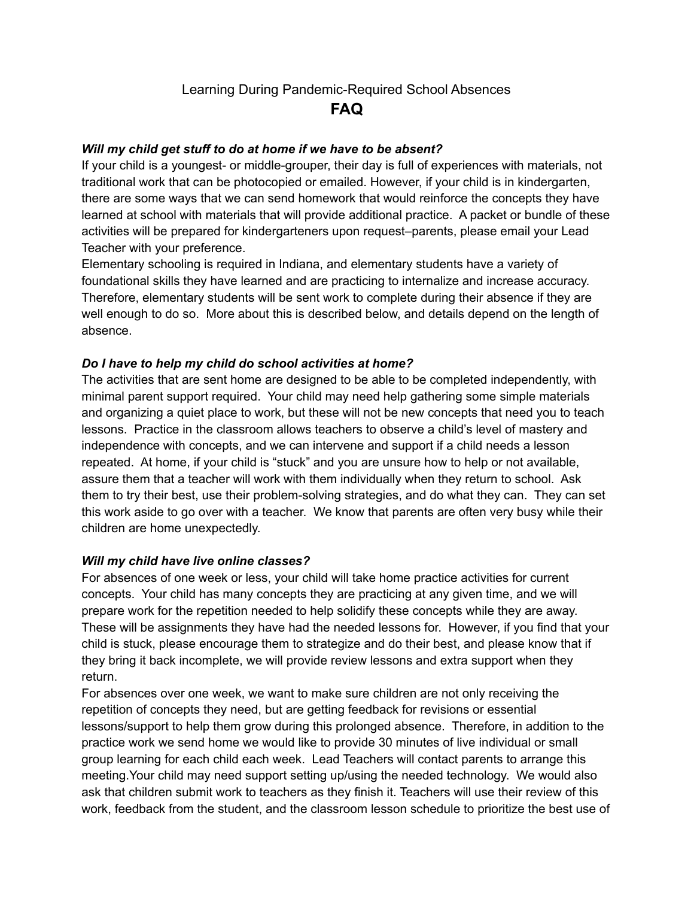# Learning During Pandemic-Required School Absences

# FAQ

***Will my child get stuff to do at home if we have to be absent?***

If your child is a youngest- or middle-grouper, their day is full of experiences with materials, not traditional work that can be photocopied or emailed. However, if your child is in kindergarten, there are some ways that we can send homework that would reinforce the concepts they have learned at school with materials that will provide additional practice. A packet or bundle of these activities will be prepared for kindergarteners upon request–parents, please email your Lead Teacher with your preference.

Elementary schooling is required in Indiana, and elementary students have a variety of foundational skills they have learned and are practicing to internalize and increase accuracy. Therefore, elementary students will be sent work to complete during their absence if they are well enough to do so. More about this is described below, and details depend on the length of absence.

***Do I have to help my child do school activities at home?***

The activities that are sent home are designed to be able to be completed independently, with minimal parent support required. Your child may need help gathering some simple materials and organizing a quiet place to work, but these will not be new concepts that need you to teach lessons. Practice in the classroom allows teachers to observe a child's level of mastery and independence with concepts, and we can intervene and support if a child needs a lesson repeated. At home, if your child is "stuck" and you are unsure how to help or not available, assure them that a teacher will work with them individually when they return to school. Ask them to try their best, use their problem-solving strategies, and do what they can. They can set this work aside to go over with a teacher. We know that parents are often very busy while their children are home unexpectedly.

***Will my child have live online classes?***

For absences of one week or less, your child will take home practice activities for current concepts. Your child has many concepts they are practicing at any given time, and we will prepare work for the repetition needed to help solidify these concepts while they are away. These will be assignments they have had the needed lessons for. However, if you find that your child is stuck, please encourage them to strategize and do their best, and please know that if they bring it back incomplete, we will provide review lessons and extra support when they return.

For absences over one week, we want to make sure children are not only receiving the repetition of concepts they need, but are getting feedback for revisions or essential lessons/support to help them grow during this prolonged absence. Therefore, in addition to the practice work we send home we would like to provide 30 minutes of live individual or small group learning for each child each week. Lead Teachers will contact parents to arrange this meeting.Your child may need support setting up/using the needed technology. We would also ask that children submit work to teachers as they finish it. Teachers will use their review of this work, feedback from the student, and the classroom lesson schedule to prioritize the best use of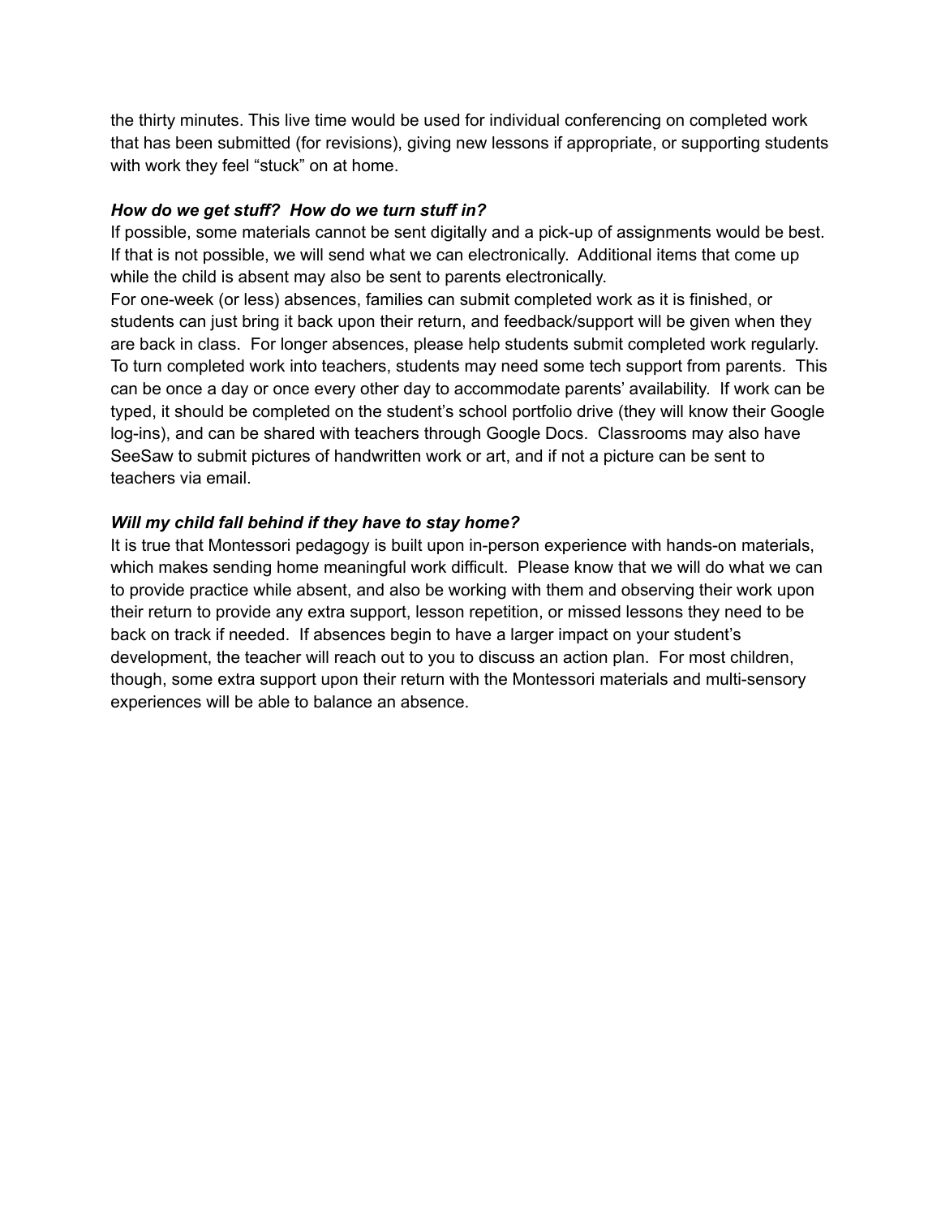the thirty minutes. This live time would be used for individual conferencing on completed work that has been submitted (for revisions), giving new lessons if appropriate, or supporting students with work they feel "stuck" on at home.

***How do we get stuff? How do we turn stuff in?***

If possible, some materials cannot be sent digitally and a pick-up of assignments would be best. If that is not possible, we will send what we can electronically. Additional items that come up while the child is absent may also be sent to parents electronically.

For one-week (or less) absences, families can submit completed work as it is finished, or students can just bring it back upon their return, and feedback/support will be given when they are back in class. For longer absences, please help students submit completed work regularly. To turn completed work into teachers, students may need some tech support from parents. This can be once a day or once every other day to accommodate parents' availability. If work can be typed, it should be completed on the student's school portfolio drive (they will know their Google log-ins), and can be shared with teachers through Google Docs. Classrooms may also have SeeSaw to submit pictures of handwritten work or art, and if not a picture can be sent to teachers via email.

***Will my child fall behind if they have to stay home?***

It is true that Montessori pedagogy is built upon in-person experience with hands-on materials, which makes sending home meaningful work difficult. Please know that we will do what we can to provide practice while absent, and also be working with them and observing their work upon their return to provide any extra support, lesson repetition, or missed lessons they need to be back on track if needed. If absences begin to have a larger impact on your student's development, the teacher will reach out to you to discuss an action plan. For most children, though, some extra support upon their return with the Montessori materials and multi-sensory experiences will be able to balance an absence.